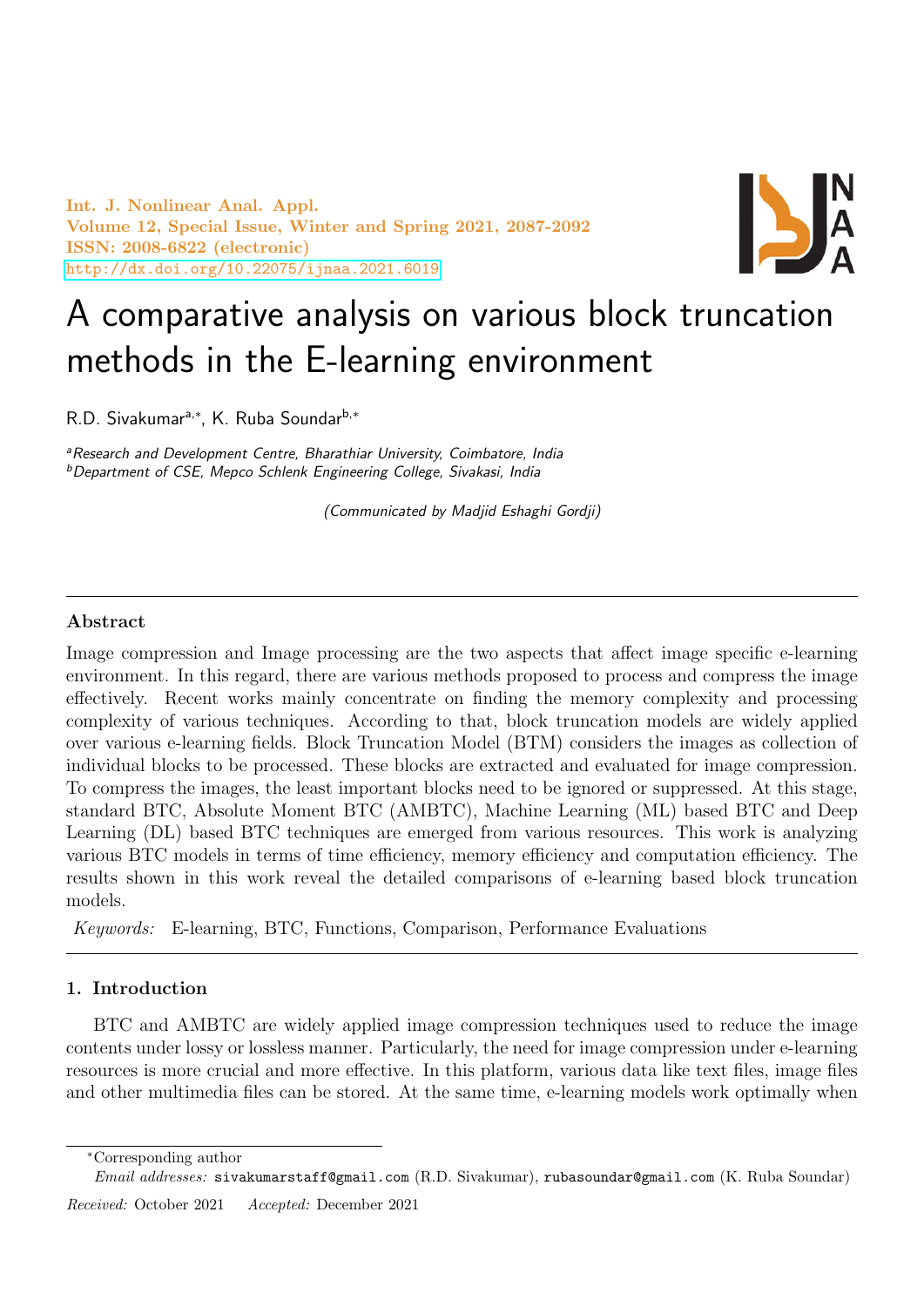# A comparative analysis on various block truncation methods in the E-learning environment

R.D. Sivakumar[a,*], K. Ruba Soundar[b,*]

[a]*Research and Development Centre, Bharathiar University, Coimbatore, India*
[b]*Department of CSE, Mepco Schlenk Engineering College, Sivakasi, India*

*(Communicated by Madjid Eshaghi Gordji)*

---

**Abstract**

Image compression and Image processing are the two aspects that affect image specific e-learning environment. In this regard, there are various methods proposed to process and compress the image effectively. Recent works mainly concentrate on finding the memory complexity and processing complexity of various techniques. According to that, block truncation models are widely applied over various e-learning fields. Block Truncation Model (BTM) considers the images as collection of individual blocks to be processed. These blocks are extracted and evaluated for image compression. To compress the images, the least important blocks need to be ignored or suppressed. At this stage, standard BTC, Absolute Moment BTC (AMBTC), Machine Learning (ML) based BTC and Deep Learning (DL) based BTC techniques are emerged from various resources. This work is analyzing various BTC models in terms of time efficiency, memory efficiency and computation efficiency. The results shown in this work reveal the detailed comparisons of e-learning based block truncation models.

*Keywords:* E-learning, BTC, Functions, Comparison, Performance Evaluations

---

## 1. Introduction

BTC and AMBTC are widely applied image compression techniques used to reduce the image contents under lossy or lossless manner. Particularly, the need for image compression under e-learning resources is more crucial and more effective. In this platform, various data like text files, image files and other multimedia files can be stored. At the same time, e-learning models work optimally when

---

*Corresponding author

*Email addresses:* sivakumarstaff@gmail.com (R.D. Sivakumar), rubasoundar@gmail.com (K. Ruba Soundar)

*Received:* October 2021 *Accepted:* December 2021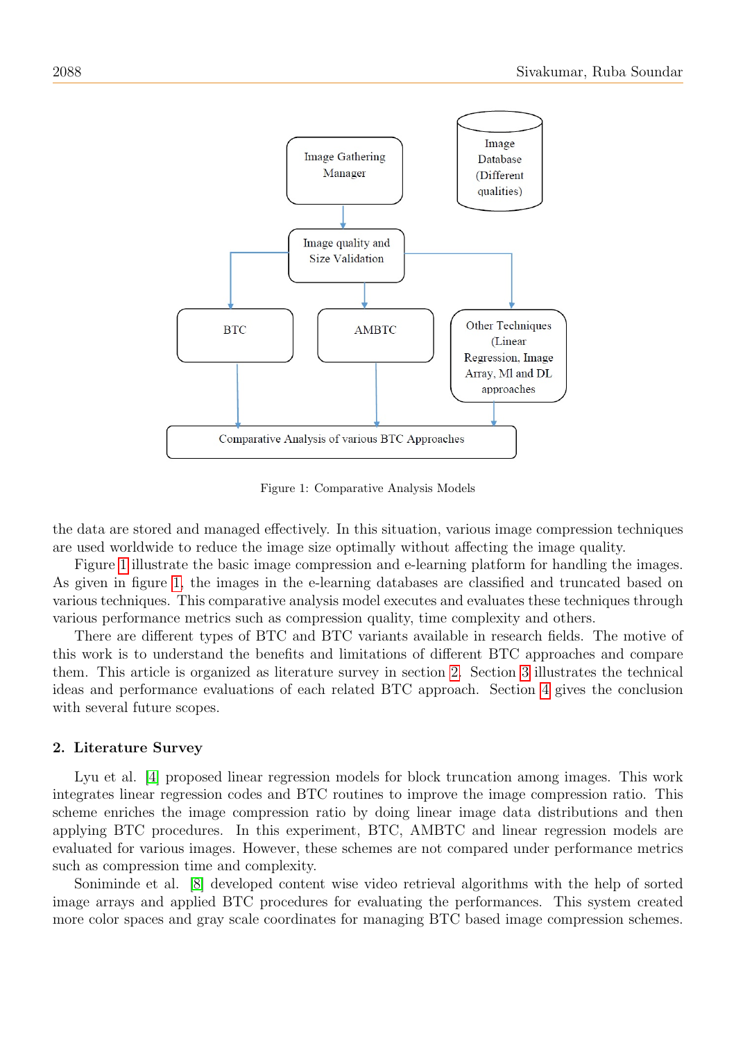Figure 1: Comparative Analysis Models

the data are stored and managed effectively. In this situation, various image compression techniques are used worldwide to reduce the image size optimally without affecting the image quality.

Figure 1 illustrate the basic image compression and e-learning platform for handling the images. As given in figure 1, the images in the e-learning databases are classified and truncated based on various techniques. This comparative analysis model executes and evaluates these techniques through various performance metrics such as compression quality, time complexity and others.

There are different types of BTC and BTC variants available in research fields. The motive of this work is to understand the benefits and limitations of different BTC approaches and compare them. This article is organized as literature survey in section 2. Section 3 illustrates the technical ideas and performance evaluations of each related BTC approach. Section 4 gives the conclusion with several future scopes.

## 2. Literature Survey

Lyu et al. [4] proposed linear regression models for block truncation among images. This work integrates linear regression codes and BTC routines to improve the image compression ratio. This scheme enriches the image compression ratio by doing linear image data distributions and then applying BTC procedures. In this experiment, BTC, AMBTC and linear regression models are evaluated for various images. However, these schemes are not compared under performance metrics such as compression time and complexity.

Soniminde et al. [8] developed content wise video retrieval algorithms with the help of sorted image arrays and applied BTC procedures for evaluating the performances. This system created more color spaces and gray scale coordinates for managing BTC based image compression schemes.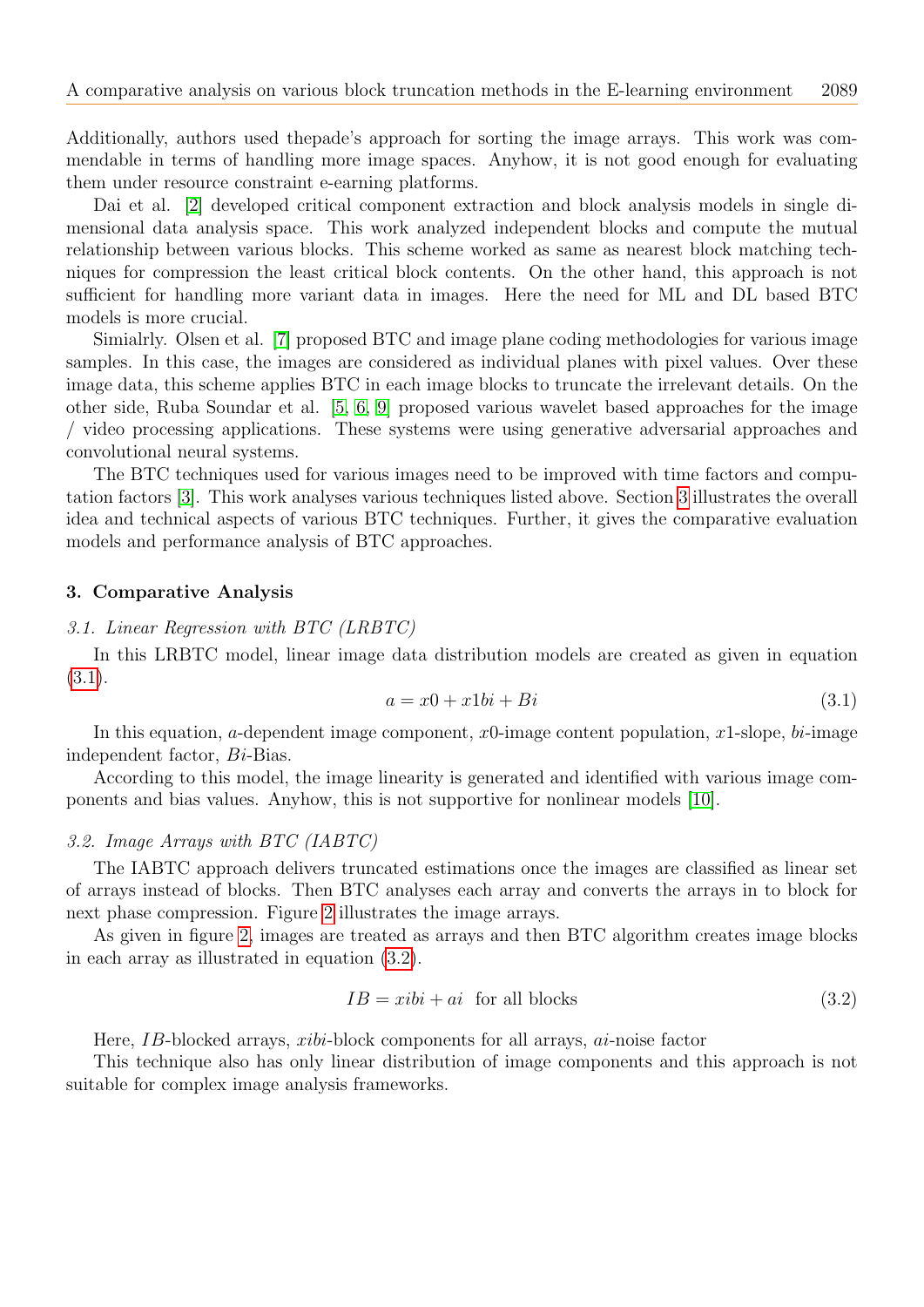Additionally, authors used thepade's approach for sorting the image arrays. This work was commendable in terms of handling more image spaces. Anyhow, it is not good enough for evaluating them under resource constraint e-earning platforms.

Dai et al. [2] developed critical component extraction and block analysis models in single dimensional data analysis space. This work analyzed independent blocks and compute the mutual relationship between various blocks. This scheme worked as same as nearest block matching techniques for compression the least critical block contents. On the other hand, this approach is not sufficient for handling more variant data in images. Here the need for ML and DL based BTC models is more crucial.

Simialrly. Olsen et al. [7] proposed BTC and image plane coding methodologies for various image samples. In this case, the images are considered as individual planes with pixel values. Over these image data, this scheme applies BTC in each image blocks to truncate the irrelevant details. On the other side, Ruba Soundar et al. [5, 6, 9] proposed various wavelet based approaches for the image / video processing applications. These systems were using generative adversarial approaches and convolutional neural systems.

The BTC techniques used for various images need to be improved with time factors and computation factors [3]. This work analyses various techniques listed above. Section 3 illustrates the overall idea and technical aspects of various BTC techniques. Further, it gives the comparative evaluation models and performance analysis of BTC approaches.

## 3. Comparative Analysis

### *3.1. Linear Regression with BTC (LRBTC)*

In this LRBTC model, linear image data distribution models are created as given in equation (3.1).

$$a = x0 + x1bi + Bi \tag{3.1}$$

In this equation, $a$-dependent image component, $x0$-image content population, $x1$-slope, $bi$-image independent factor, $Bi$-Bias.

According to this model, the image linearity is generated and identified with various image components and bias values. Anyhow, this is not supportive for nonlinear models [10].

### *3.2. Image Arrays with BTC (IABTC)*

The IABTC approach delivers truncated estimations once the images are classified as linear set of arrays instead of blocks. Then BTC analyses each array and converts the arrays in to block for next phase compression. Figure 2 illustrates the image arrays.

As given in figure 2, images are treated as arrays and then BTC algorithm creates image blocks in each array as illustrated in equation (3.2).

$$IB = xibi + ai \quad \text{for all blocks} \tag{3.2}$$

Here, $IB$-blocked arrays, $xibi$-block components for all arrays, $ai$-noise factor

This technique also has only linear distribution of image components and this approach is not suitable for complex image analysis frameworks.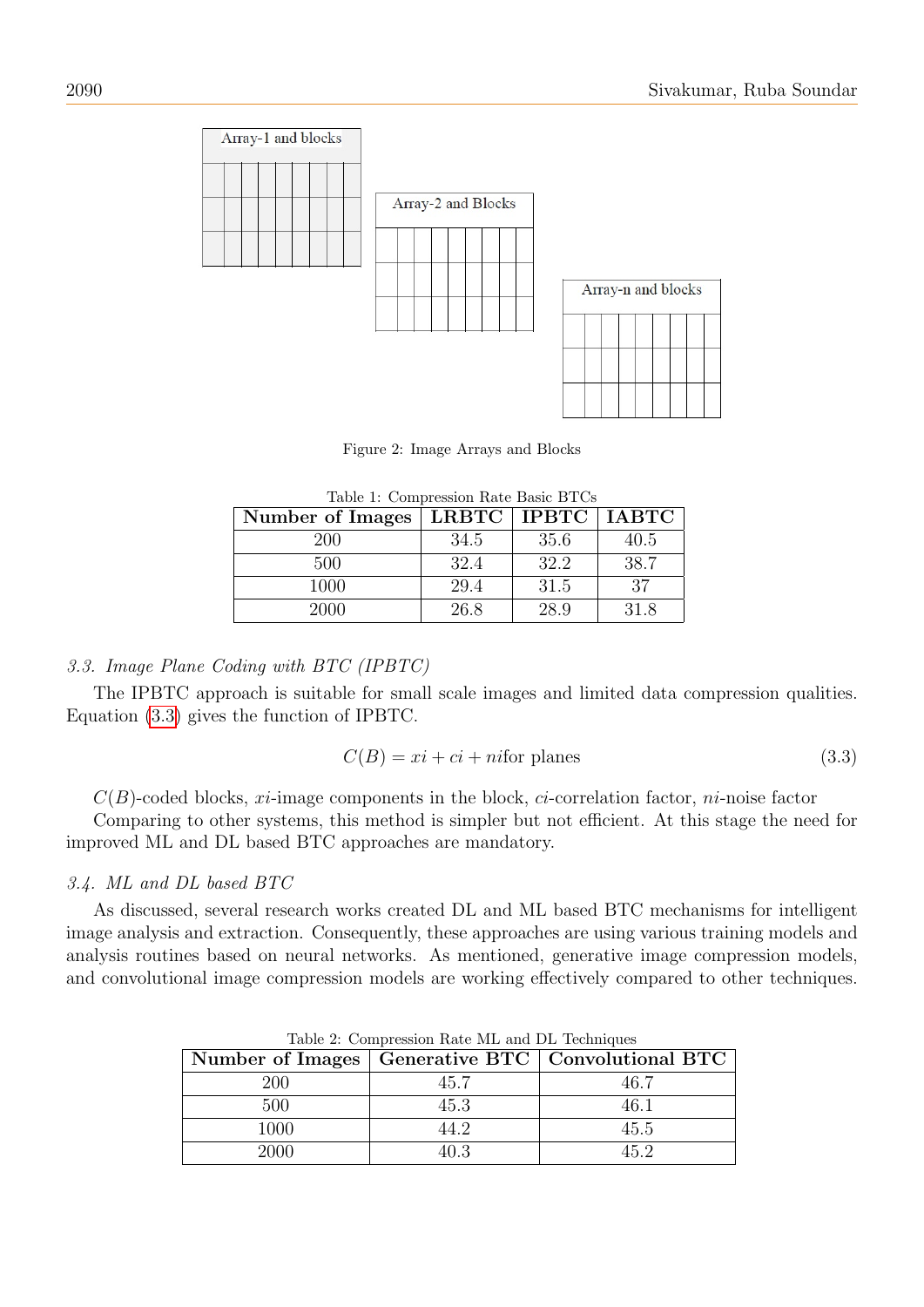Figure 2: Image Arrays and Blocks

Table 1: Compression Rate Basic BTCs

| Number of Images | LRBTC | IPBTC | IABTC |
|---|---|---|---|
| 200 | 34.5 | 35.6 | 40.5 |
| 500 | 32.4 | 32.2 | 38.7 |
| 1000 | 29.4 | 31.5 | 37 |
| 2000 | 26.8 | 28.9 | 31.8 |

### *3.3. Image Plane Coding with BTC (IPBTC)*

The IPBTC approach is suitable for small scale images and limited data compression qualities. Equation (3.3) gives the function of IPBTC.

$$C(B) = xi + ci + ni \text{for planes} \tag{3.3}$$

$C(B)$-coded blocks, $xi$-image components in the block, $ci$-correlation factor, $ni$-noise factor

Comparing to other systems, this method is simpler but not efficient. At this stage the need for improved ML and DL based BTC approaches are mandatory.

### *3.4. ML and DL based BTC*

As discussed, several research works created DL and ML based BTC mechanisms for intelligent image analysis and extraction. Consequently, these approaches are using various training models and analysis routines based on neural networks. As mentioned, generative image compression models, and convolutional image compression models are working effectively compared to other techniques.

Table 2: Compression Rate ML and DL Techniques

| Number of Images | Generative BTC | Convolutional BTC |
|---|---|---|
| 200 | 45.7 | 46.7 |
| 500 | 45.3 | 46.1 |
| 1000 | 44.2 | 45.5 |
| 2000 | 40.3 | 45.2 |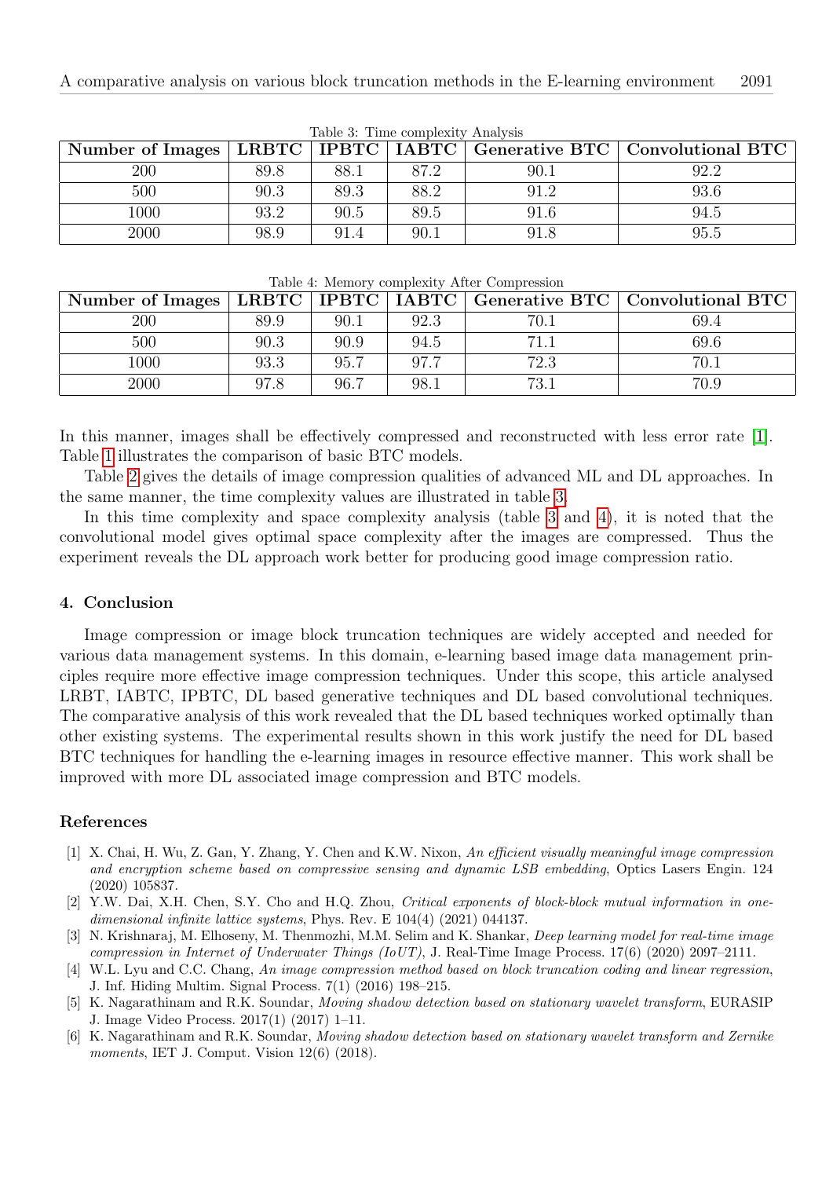Table 3: Time complexity Analysis

| Number of Images | LRBTC | IPBTC | IABTC | Generative BTC | Convolutional BTC |
|---|---|---|---|---|---|
| 200 | 89.8 | 88.1 | 87.2 | 90.1 | 92.2 |
| 500 | 90.3 | 89.3 | 88.2 | 91.2 | 93.6 |
| 1000 | 93.2 | 90.5 | 89.5 | 91.6 | 94.5 |
| 2000 | 98.9 | 91.4 | 90.1 | 91.8 | 95.5 |

Table 4: Memory complexity After Compression

| Number of Images | LRBTC | IPBTC | IABTC | Generative BTC | Convolutional BTC |
|---|---|---|---|---|---|
| 200 | 89.9 | 90.1 | 92.3 | 70.1 | 69.4 |
| 500 | 90.3 | 90.9 | 94.5 | 71.1 | 69.6 |
| 1000 | 93.3 | 95.7 | 97.7 | 72.3 | 70.1 |
| 2000 | 97.8 | 96.7 | 98.1 | 73.1 | 70.9 |

In this manner, images shall be effectively compressed and reconstructed with less error rate [1]. Table 1 illustrates the comparison of basic BTC models.

Table 2 gives the details of image compression qualities of advanced ML and DL approaches. In the same manner, the time complexity values are illustrated in table 3.

In this time complexity and space complexity analysis (table 3 and 4), it is noted that the convolutional model gives optimal space complexity after the images are compressed. Thus the experiment reveals the DL approach work better for producing good image compression ratio.

## 4. Conclusion

Image compression or image block truncation techniques are widely accepted and needed for various data management systems. In this domain, e-learning based image data management principles require more effective image compression techniques. Under this scope, this article analysed LRBT, IABTC, IPBTC, DL based generative techniques and DL based convolutional techniques. The comparative analysis of this work revealed that the DL based techniques worked optimally than other existing systems. The experimental results shown in this work justify the need for DL based BTC techniques for handling the e-learning images in resource effective manner. This work shall be improved with more DL associated image compression and BTC models.

## References

[1] X. Chai, H. Wu, Z. Gan, Y. Zhang, Y. Chen and K.W. Nixon, *An efficient visually meaningful image compression and encryption scheme based on compressive sensing and dynamic LSB embedding*, Optics Lasers Engin. 124 (2020) 105837.

[2] Y.W. Dai, X.H. Chen, S.Y. Cho and H.Q. Zhou, *Critical exponents of block-block mutual information in one-dimensional infinite lattice systems*, Phys. Rev. E 104(4) (2021) 044137.

[3] N. Krishnaraj, M. Elhoseny, M. Thenmozhi, M.M. Selim and K. Shankar, *Deep learning model for real-time image compression in Internet of Underwater Things (IoUT)*, J. Real-Time Image Process. 17(6) (2020) 2097–2111.

[4] W.L. Lyu and C.C. Chang, *An image compression method based on block truncation coding and linear regression*, J. Inf. Hiding Multim. Signal Process. 7(1) (2016) 198–215.

[5] K. Nagarathinam and R.K. Soundar, *Moving shadow detection based on stationary wavelet transform*, EURASIP J. Image Video Process. 2017(1) (2017) 1–11.

[6] K. Nagarathinam and R.K. Soundar, *Moving shadow detection based on stationary wavelet transform and Zernike moments*, IET J. Comput. Vision 12(6) (2018).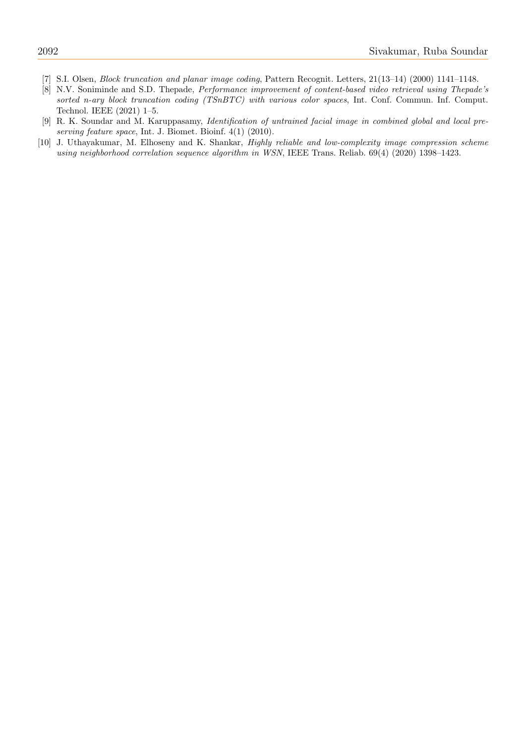[7] S.I. Olsen, *Block truncation and planar image coding*, Pattern Recognit. Letters, 21(13–14) (2000) 1141–1148.

[8] N.V. Soniminde and S.D. Thepade, *Performance improvement of content-based video retrieval using Thepade's sorted n-ary block truncation coding (TSnBTC) with various color spaces*, Int. Conf. Commun. Inf. Comput. Technol. IEEE (2021) 1–5.

[9] R. K. Soundar and M. Karuppasamy, *Identification of untrained facial image in combined global and local preserving feature space*, Int. J. Biomet. Bioinf. 4(1) (2010).

[10] J. Uthayakumar, M. Elhoseny and K. Shankar, *Highly reliable and low-complexity image compression scheme using neighborhood correlation sequence algorithm in WSN*, IEEE Trans. Reliab. 69(4) (2020) 1398–1423.